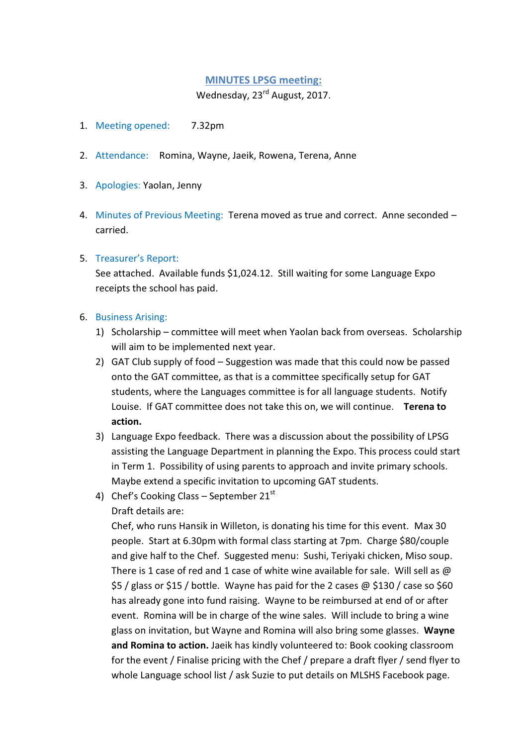# MINUTES LPSG meeting:

Wednesday, 23rd August, 2017.

1. Meeting opened: 7.32pm

2. Attendance: Romina, Wayne, Jaeik, Rowena, Terena, Anne

3. Apologies: Yaolan, Jenny

4. Minutes of Previous Meeting: Terena moved as true and correct. Anne seconded – carried.

5. Treasurer's Report:
   See attached. Available funds $1,024.12. Still waiting for some Language Expo receipts the school has paid.

6. Business Arising:
   1) Scholarship – committee will meet when Yaolan back from overseas. Scholarship will aim to be implemented next year.
   2) GAT Club supply of food – Suggestion was made that this could now be passed onto the GAT committee, as that is a committee specifically setup for GAT students, where the Languages committee is for all language students. Notify Louise. If GAT committee does not take this on, we will continue. **Terena to action.**
   3) Language Expo feedback. There was a discussion about the possibility of LPSG assisting the Language Department in planning the Expo. This process could start in Term 1. Possibility of using parents to approach and invite primary schools. Maybe extend a specific invitation to upcoming GAT students.
   4) Chef's Cooking Class – September 21st
      Draft details are:
      Chef, who runs Hansik in Willeton, is donating his time for this event. Max 30 people. Start at 6.30pm with formal class starting at 7pm. Charge $80/couple and give half to the Chef. Suggested menu: Sushi, Teriyaki chicken, Miso soup. There is 1 case of red and 1 case of white wine available for sale. Will sell as @ $5 / glass or $15 / bottle. Wayne has paid for the 2 cases @ $130 / case so $60 has already gone into fund raising. Wayne to be reimbursed at end of or after event. Romina will be in charge of the wine sales. Will include to bring a wine glass on invitation, but Wayne and Romina will also bring some glasses. **Wayne and Romina to action.** Jaeik has kindly volunteered to: Book cooking classroom for the event / Finalise pricing with the Chef / prepare a draft flyer / send flyer to whole Language school list / ask Suzie to put details on MLSHS Facebook page.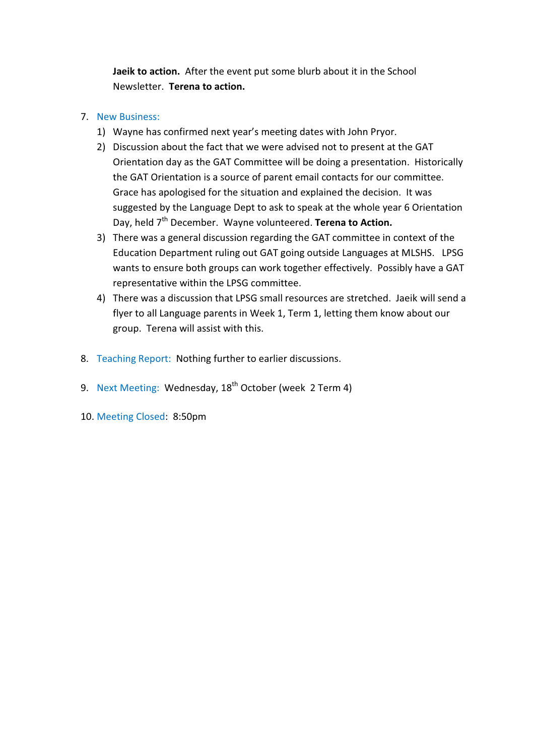**Jaeik to action.** After the event put some blurb about it in the School Newsletter. **Terena to action.**

7. New Business:
   1) Wayne has confirmed next year's meeting dates with John Pryor.
   2) Discussion about the fact that we were advised not to present at the GAT Orientation day as the GAT Committee will be doing a presentation. Historically the GAT Orientation is a source of parent email contacts for our committee. Grace has apologised for the situation and explained the decision. It was suggested by the Language Dept to ask to speak at the whole year 6 Orientation Day, held 7th December. Wayne volunteered. **Terena to Action.**
   3) There was a general discussion regarding the GAT committee in context of the Education Department ruling out GAT going outside Languages at MLSHS. LPSG wants to ensure both groups can work together effectively. Possibly have a GAT representative within the LPSG committee.
   4) There was a discussion that LPSG small resources are stretched. Jaeik will send a flyer to all Language parents in Week 1, Term 1, letting them know about our group. Terena will assist with this.

8. Teaching Report: Nothing further to earlier discussions.

9. Next Meeting: Wednesday, 18th October (week 2 Term 4)

10. Meeting Closed: 8:50pm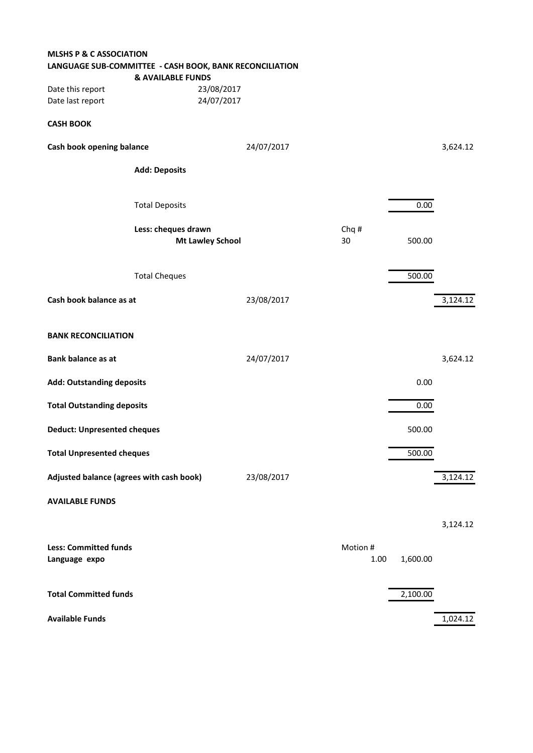**MLSHS P & C ASSOCIATION**
**LANGUAGE SUB-COMMITTEE - CASH BOOK, BANK RECONCILIATION & AVAILABLE FUNDS**

Date this report 23/08/2017
Date last report 24/07/2017

## CASH BOOK

| | | | | | |
|---|---|---|---|---|---|
| **Cash book opening balance** | | 24/07/2017 | | | 3,624.12 |
| | **Add: Deposits** | | | | |
| | Total Deposits | | | 0.00 | |
| | **Less: cheques drawn** | | Chq # | | |
| | **Mt Lawley School** | | 30 | 500.00 | |
| | Total Cheques | | | 500.00 | |
| **Cash book balance as at** | | 23/08/2017 | | | 3,124.12 |

## BANK RECONCILIATION

| | | | | |
|---|---|---|---|---|
| **Bank balance as at** | 24/07/2017 | | | 3,624.12 |
| **Add: Outstanding deposits** | | | 0.00 | |
| **Total Outstanding deposits** | | | 0.00 | |
| **Deduct: Unpresented cheques** | | | 500.00 | |
| **Total Unpresented cheques** | | | 500.00 | |
| **Adjusted balance (agrees with cash book)** | 23/08/2017 | | | 3,124.12 |

## AVAILABLE FUNDS

| | | | |
|---|---|---|---|
| | | | 3,124.12 |
| **Less: Committed funds** | Motion # | | |
| **Language expo** | 1.00 | 1,600.00 | |
| **Total Committed funds** | | 2,100.00 | |
| **Available Funds** | | | 1,024.12 |